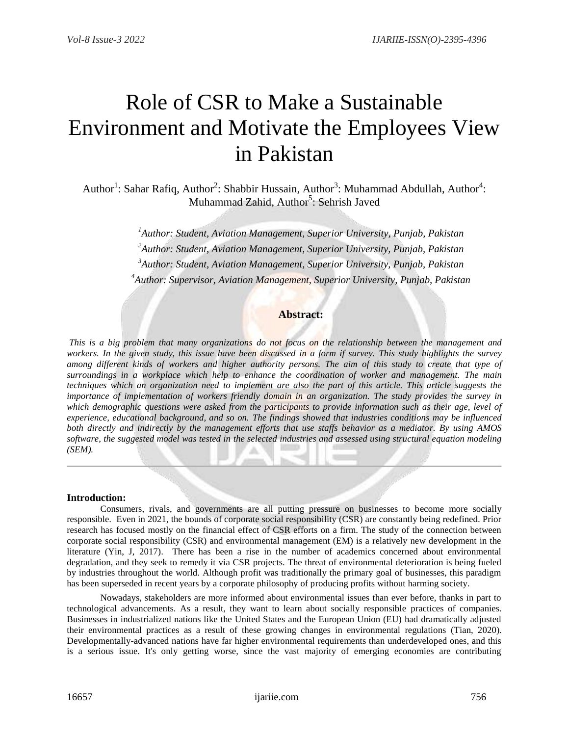# Role of CSR to Make a Sustainable Environment and Motivate the Employees View in Pakistan

Author[1]: Sahar Rafiq, Author[2]: Shabbir Hussain, Author[3]: Muhammad Abdullah, Author[4]: Muhammad Zahid, Author[5]: Sehrish Javed

*[1]Author: Student, Aviation Management, Superior University, Punjab, Pakistan*
*[2]Author: Student, Aviation Management, Superior University, Punjab, Pakistan*
*[3]Author: Student, Aviation Management, Superior University, Punjab, Pakistan*
*[4]Author: Supervisor, Aviation Management, Superior University, Punjab, Pakistan*

## Abstract:

*This is a big problem that many organizations do not focus on the relationship between the management and workers. In the given study, this issue have been discussed in a form if survey. This study highlights the survey among different kinds of workers and higher authority persons. The aim of this study to create that type of surroundings in a workplace which help to enhance the coordination of worker and management. The main techniques which an organization need to implement are also the part of this article. This article suggests the importance of implementation of workers friendly domain in an organization. The study provides the survey in which demographic questions were asked from the participants to provide information such as their age, level of experience, educational background, and so on. The findings showed that industries conditions may be influenced both directly and indirectly by the management efforts that use staffs behavior as a mediator. By using AMOS software, the suggested model was tested in the selected industries and assessed using structural equation modeling (SEM).*

---

## Introduction:

Consumers, rivals, and governments are all putting pressure on businesses to become more socially responsible. Even in 2021, the bounds of corporate social responsibility (CSR) are constantly being redefined. Prior research has focused mostly on the financial effect of CSR efforts on a firm. The study of the connection between corporate social responsibility (CSR) and environmental management (EM) is a relatively new development in the literature (Yin, J, 2017). There has been a rise in the number of academics concerned about environmental degradation, and they seek to remedy it via CSR projects. The threat of environmental deterioration is being fueled by industries throughout the world. Although profit was traditionally the primary goal of businesses, this paradigm has been superseded in recent years by a corporate philosophy of producing profits without harming society.

Nowadays, stakeholders are more informed about environmental issues than ever before, thanks in part to technological advancements. As a result, they want to learn about socially responsible practices of companies. Businesses in industrialized nations like the United States and the European Union (EU) had dramatically adjusted their environmental practices as a result of these growing changes in environmental regulations (Tian, 2020). Developmentally-advanced nations have far higher environmental requirements than underdeveloped ones, and this is a serious issue. It's only getting worse, since the vast majority of emerging economies are contributing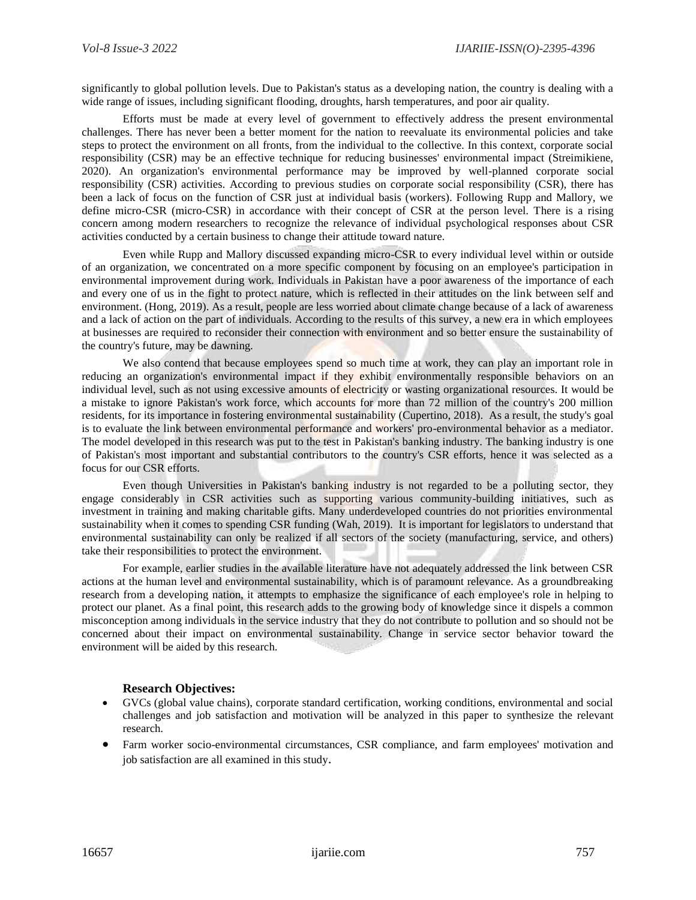significantly to global pollution levels. Due to Pakistan's status as a developing nation, the country is dealing with a wide range of issues, including significant flooding, droughts, harsh temperatures, and poor air quality.

Efforts must be made at every level of government to effectively address the present environmental challenges. There has never been a better moment for the nation to reevaluate its environmental policies and take steps to protect the environment on all fronts, from the individual to the collective. In this context, corporate social responsibility (CSR) may be an effective technique for reducing businesses' environmental impact (Streimikiene, 2020). An organization's environmental performance may be improved by well-planned corporate social responsibility (CSR) activities. According to previous studies on corporate social responsibility (CSR), there has been a lack of focus on the function of CSR just at individual basis (workers). Following Rupp and Mallory, we define micro-CSR (micro-CSR) in accordance with their concept of CSR at the person level. There is a rising concern among modern researchers to recognize the relevance of individual psychological responses about CSR activities conducted by a certain business to change their attitude toward nature.

Even while Rupp and Mallory discussed expanding micro-CSR to every individual level within or outside of an organization, we concentrated on a more specific component by focusing on an employee's participation in environmental improvement during work. Individuals in Pakistan have a poor awareness of the importance of each and every one of us in the fight to protect nature, which is reflected in their attitudes on the link between self and environment. (Hong, 2019). As a result, people are less worried about climate change because of a lack of awareness and a lack of action on the part of individuals. According to the results of this survey, a new era in which employees at businesses are required to reconsider their connection with environment and so better ensure the sustainability of the country's future, may be dawning.

We also contend that because employees spend so much time at work, they can play an important role in reducing an organization's environmental impact if they exhibit environmentally responsible behaviors on an individual level, such as not using excessive amounts of electricity or wasting organizational resources. It would be a mistake to ignore Pakistan's work force, which accounts for more than 72 million of the country's 200 million residents, for its importance in fostering environmental sustainability (Cupertino, 2018). As a result, the study's goal is to evaluate the link between environmental performance and workers' pro-environmental behavior as a mediator. The model developed in this research was put to the test in Pakistan's banking industry. The banking industry is one of Pakistan's most important and substantial contributors to the country's CSR efforts, hence it was selected as a focus for our CSR efforts.

Even though Universities in Pakistan's banking industry is not regarded to be a polluting sector, they engage considerably in CSR activities such as supporting various community-building initiatives, such as investment in training and making charitable gifts. Many underdeveloped countries do not priorities environmental sustainability when it comes to spending CSR funding (Wah, 2019). It is important for legislators to understand that environmental sustainability can only be realized if all sectors of the society (manufacturing, service, and others) take their responsibilities to protect the environment.

For example, earlier studies in the available literature have not adequately addressed the link between CSR actions at the human level and environmental sustainability, which is of paramount relevance. As a groundbreaking research from a developing nation, it attempts to emphasize the significance of each employee's role in helping to protect our planet. As a final point, this research adds to the growing body of knowledge since it dispels a common misconception among individuals in the service industry that they do not contribute to pollution and so should not be concerned about their impact on environmental sustainability. Change in service sector behavior toward the environment will be aided by this research.

### Research Objectives:

- GVCs (global value chains), corporate standard certification, working conditions, environmental and social challenges and job satisfaction and motivation will be analyzed in this paper to synthesize the relevant research.
- Farm worker socio-environmental circumstances, CSR compliance, and farm employees' motivation and job satisfaction are all examined in this study.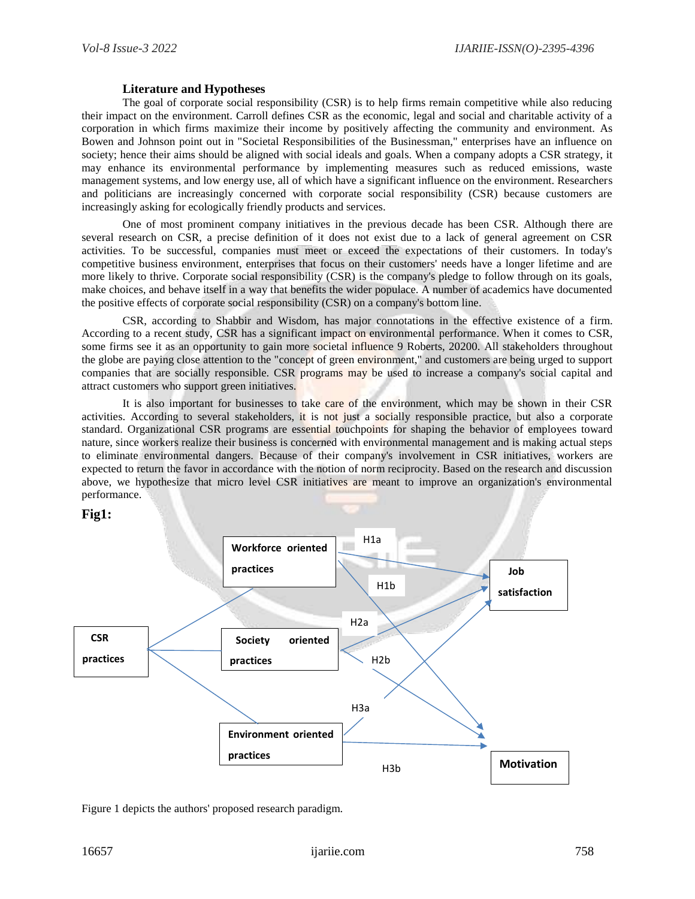## Literature and Hypotheses

The goal of corporate social responsibility (CSR) is to help firms remain competitive while also reducing their impact on the environment. Carroll defines CSR as the economic, legal and social and charitable activity of a corporation in which firms maximize their income by positively affecting the community and environment. As Bowen and Johnson point out in "Societal Responsibilities of the Businessman," enterprises have an influence on society; hence their aims should be aligned with social ideals and goals. When a company adopts a CSR strategy, it may enhance its environmental performance by implementing measures such as reduced emissions, waste management systems, and low energy use, all of which have a significant influence on the environment. Researchers and politicians are increasingly concerned with corporate social responsibility (CSR) because customers are increasingly asking for ecologically friendly products and services.

One of most prominent company initiatives in the previous decade has been CSR. Although there are several research on CSR, a precise definition of it does not exist due to a lack of general agreement on CSR activities. To be successful, companies must meet or exceed the expectations of their customers. In today's competitive business environment, enterprises that focus on their customers' needs have a longer lifetime and are more likely to thrive. Corporate social responsibility (CSR) is the company's pledge to follow through on its goals, make choices, and behave itself in a way that benefits the wider populace. A number of academics have documented the positive effects of corporate social responsibility (CSR) on a company's bottom line.

CSR, according to Shabbir and Wisdom, has major connotations in the effective existence of a firm. According to a recent study, CSR has a significant impact on environmental performance. When it comes to CSR, some firms see it as an opportunity to gain more societal influence 9 Roberts, 20200. All stakeholders throughout the globe are paying close attention to the "concept of green environment," and customers are being urged to support companies that are socially responsible. CSR programs may be used to increase a company's social capital and attract customers who support green initiatives.

It is also important for businesses to take care of the environment, which may be shown in their CSR activities. According to several stakeholders, it is not just a socially responsible practice, but also a corporate standard. Organizational CSR programs are essential touchpoints for shaping the behavior of employees toward nature, since workers realize their business is concerned with environmental management and is making actual steps to eliminate environmental dangers. Because of their company's involvement in CSR initiatives, workers are expected to return the favor in accordance with the notion of norm reciprocity. Based on the research and discussion above, we hypothesize that micro level CSR initiatives are meant to improve an organization's environmental performance.

**Fig1:**

CSR practices → Workforce oriented practices, Society oriented practices, Environment oriented practices

Workforce oriented practices → Job satisfaction (H1a); Workforce oriented practices → Motivation (H1b)

Society oriented practices → Job satisfaction (H2a); Society oriented practices → Motivation (H2b)

Environment oriented practices → Job satisfaction (H3a); Environment oriented practices → Motivation (H3b)

Figure 1 depicts the authors' proposed research paradigm.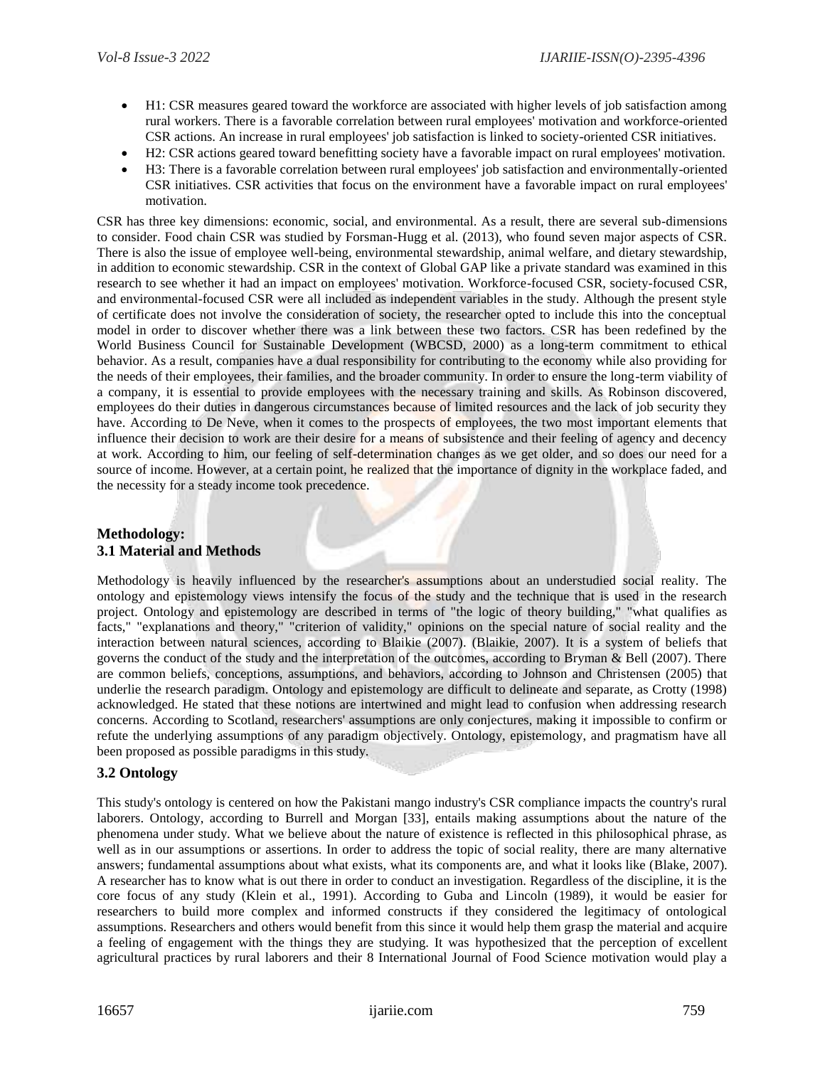- H1: CSR measures geared toward the workforce are associated with higher levels of job satisfaction among rural workers. There is a favorable correlation between rural employees' motivation and workforce-oriented CSR actions. An increase in rural employees' job satisfaction is linked to society-oriented CSR initiatives.
- H2: CSR actions geared toward benefitting society have a favorable impact on rural employees' motivation.
- H3: There is a favorable correlation between rural employees' job satisfaction and environmentally-oriented CSR initiatives. CSR activities that focus on the environment have a favorable impact on rural employees' motivation.

CSR has three key dimensions: economic, social, and environmental. As a result, there are several sub-dimensions to consider. Food chain CSR was studied by Forsman-Hugg et al. (2013), who found seven major aspects of CSR. There is also the issue of employee well-being, environmental stewardship, animal welfare, and dietary stewardship, in addition to economic stewardship. CSR in the context of Global GAP like a private standard was examined in this research to see whether it had an impact on employees' motivation. Workforce-focused CSR, society-focused CSR, and environmental-focused CSR were all included as independent variables in the study. Although the present style of certificate does not involve the consideration of society, the researcher opted to include this into the conceptual model in order to discover whether there was a link between these two factors. CSR has been redefined by the World Business Council for Sustainable Development (WBCSD, 2000) as a long-term commitment to ethical behavior. As a result, companies have a dual responsibility for contributing to the economy while also providing for the needs of their employees, their families, and the broader community. In order to ensure the long-term viability of a company, it is essential to provide employees with the necessary training and skills. As Robinson discovered, employees do their duties in dangerous circumstances because of limited resources and the lack of job security they have. According to De Neve, when it comes to the prospects of employees, the two most important elements that influence their decision to work are their desire for a means of subsistence and their feeling of agency and decency at work. According to him, our feeling of self-determination changes as we get older, and so does our need for a source of income. However, at a certain point, he realized that the importance of dignity in the workplace faded, and the necessity for a steady income took precedence.

## Methodology:

### 3.1 Material and Methods

Methodology is heavily influenced by the researcher's assumptions about an understudied social reality. The ontology and epistemology views intensify the focus of the study and the technique that is used in the research project. Ontology and epistemology are described in terms of "the logic of theory building," "what qualifies as facts," "explanations and theory," "criterion of validity," opinions on the special nature of social reality and the interaction between natural sciences, according to Blaikie (2007). (Blaikie, 2007). It is a system of beliefs that governs the conduct of the study and the interpretation of the outcomes, according to Bryman & Bell (2007). There are common beliefs, conceptions, assumptions, and behaviors, according to Johnson and Christensen (2005) that underlie the research paradigm. Ontology and epistemology are difficult to delineate and separate, as Crotty (1998) acknowledged. He stated that these notions are intertwined and might lead to confusion when addressing research concerns. According to Scotland, researchers' assumptions are only conjectures, making it impossible to confirm or refute the underlying assumptions of any paradigm objectively. Ontology, epistemology, and pragmatism have all been proposed as possible paradigms in this study.

### 3.2 Ontology

This study's ontology is centered on how the Pakistani mango industry's CSR compliance impacts the country's rural laborers. Ontology, according to Burrell and Morgan [33], entails making assumptions about the nature of the phenomena under study. What we believe about the nature of existence is reflected in this philosophical phrase, as well as in our assumptions or assertions. In order to address the topic of social reality, there are many alternative answers; fundamental assumptions about what exists, what its components are, and what it looks like (Blake, 2007). A researcher has to know what is out there in order to conduct an investigation. Regardless of the discipline, it is the core focus of any study (Klein et al., 1991). According to Guba and Lincoln (1989), it would be easier for researchers to build more complex and informed constructs if they considered the legitimacy of ontological assumptions. Researchers and others would benefit from this since it would help them grasp the material and acquire a feeling of engagement with the things they are studying. It was hypothesized that the perception of excellent agricultural practices by rural laborers and their 8 International Journal of Food Science motivation would play a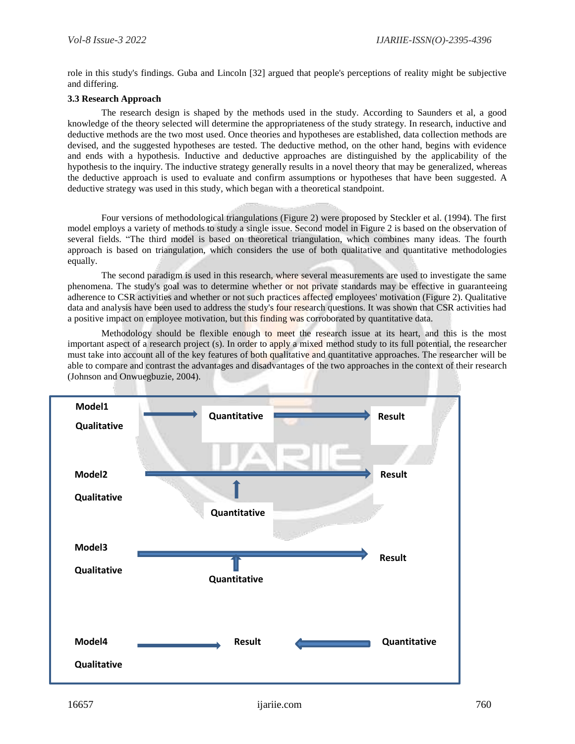role in this study's findings. Guba and Lincoln [32] argued that people's perceptions of reality might be subjective and differing.

### 3.3 Research Approach

The research design is shaped by the methods used in the study. According to Saunders et al, a good knowledge of the theory selected will determine the appropriateness of the study strategy. In research, inductive and deductive methods are the two most used. Once theories and hypotheses are established, data collection methods are devised, and the suggested hypotheses are tested. The deductive method, on the other hand, begins with evidence and ends with a hypothesis. Inductive and deductive approaches are distinguished by the applicability of the hypothesis to the inquiry. The inductive strategy generally results in a novel theory that may be generalized, whereas the deductive approach is used to evaluate and confirm assumptions or hypotheses that have been suggested. A deductive strategy was used in this study, which began with a theoretical standpoint.

Four versions of methodological triangulations (Figure 2) were proposed by Steckler et al. (1994). The first model employs a variety of methods to study a single issue. Second model in Figure 2 is based on the observation of several fields. "The third model is based on theoretical triangulation, which combines many ideas. The fourth approach is based on triangulation, which considers the use of both qualitative and quantitative methodologies equally.

The second paradigm is used in this research, where several measurements are used to investigate the same phenomena. The study's goal was to determine whether or not private standards may be effective in guaranteeing adherence to CSR activities and whether or not such practices affected employees' motivation (Figure 2). Qualitative data and analysis have been used to address the study's four research questions. It was shown that CSR activities had a positive impact on employee motivation, but this finding was corroborated by quantitative data.

Methodology should be flexible enough to meet the research issue at its heart, and this is the most important aspect of a research project (s). In order to apply a mixed method study to its full potential, the researcher must take into account all of the key features of both qualitative and quantitative approaches. The researcher will be able to compare and contrast the advantages and disadvantages of the two approaches in the context of their research (Johnson and Onwuegbuzie, 2004).

**Model1**
**Qualitative** → **Quantitative** → **Result**

**Model2**
**Qualitative** → **Result**
↑
**Quantitative**

**Model3**
**Qualitative** → **Result**
↑
**Quantitative**

**Model4**
**Qualitative** → **Result** ← **Quantitative**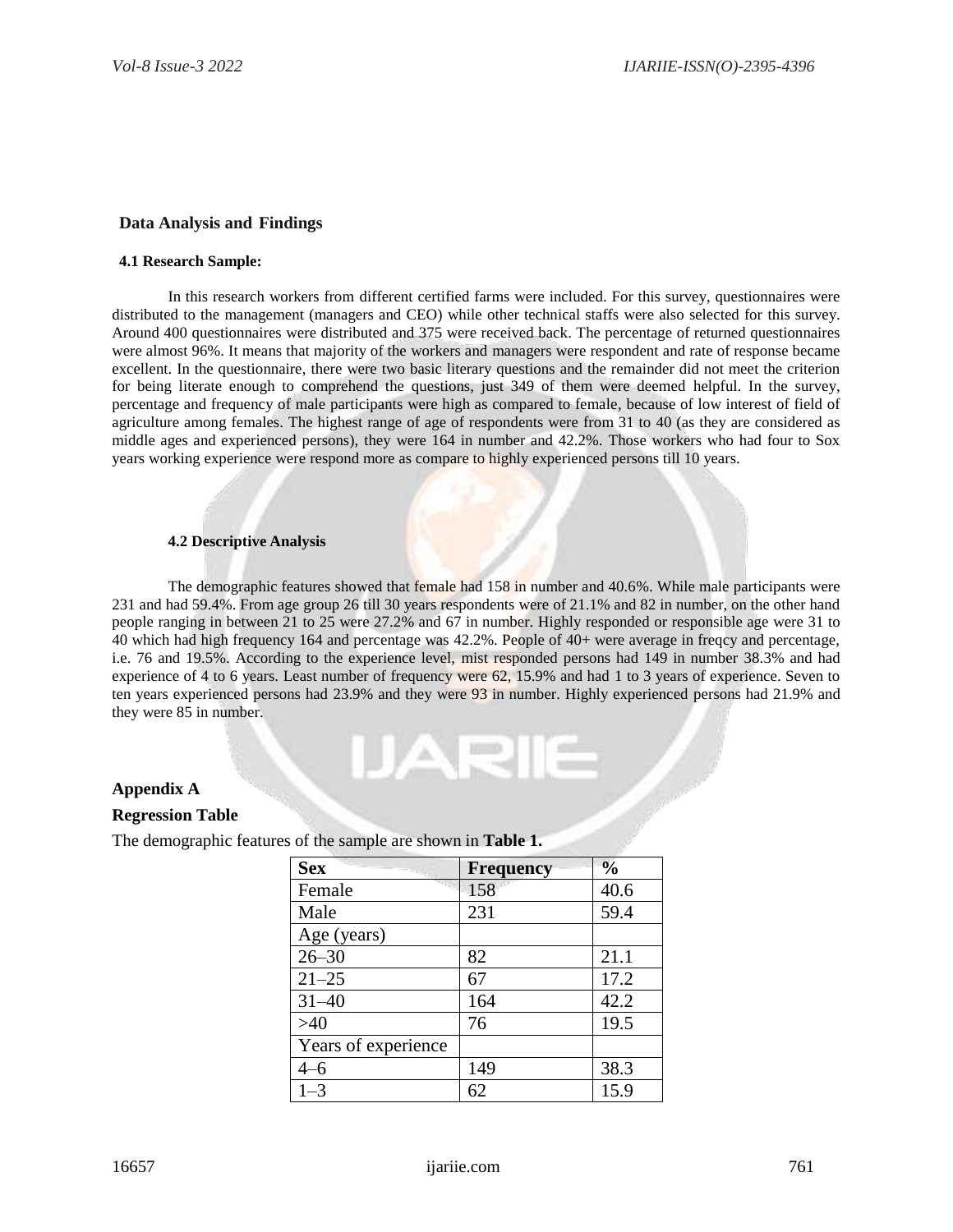## Data Analysis and Findings

### 4.1 Research Sample:

In this research workers from different certified farms were included. For this survey, questionnaires were distributed to the management (managers and CEO) while other technical staffs were also selected for this survey. Around 400 questionnaires were distributed and 375 were received back. The percentage of returned questionnaires were almost 96%. It means that majority of the workers and managers were respondent and rate of response became excellent. In the questionnaire, there were two basic literary questions and the remainder did not meet the criterion for being literate enough to comprehend the questions, just 349 of them were deemed helpful. In the survey, percentage and frequency of male participants were high as compared to female, because of low interest of field of agriculture among females. The highest range of age of respondents were from 31 to 40 (as they are considered as middle ages and experienced persons), they were 164 in number and 42.2%. Those workers who had four to Sox years working experience were respond more as compare to highly experienced persons till 10 years.

### 4.2 Descriptive Analysis

The demographic features showed that female had 158 in number and 40.6%. While male participants were 231 and had 59.4%. From age group 26 till 30 years respondents were of 21.1% and 82 in number, on the other hand people ranging in between 21 to 25 were 27.2% and 67 in number. Highly responded or responsible age were 31 to 40 which had high frequency 164 and percentage was 42.2%. People of 40+ were average in freqcy and percentage, i.e. 76 and 19.5%. According to the experience level, mist responded persons had 149 in number 38.3% and had experience of 4 to 6 years. Least number of frequency were 62, 15.9% and had 1 to 3 years of experience. Seven to ten years experienced persons had 23.9% and they were 93 in number. Highly experienced persons had 21.9% and they were 85 in number.

## Appendix A

### Regression Table

The demographic features of the sample are shown in **Table 1.**

| Sex | Frequency | % |
|---|---|---|
| Female | 158 | 40.6 |
| Male | 231 | 59.4 |
| Age (years) | | |
| 26–30 | 82 | 21.1 |
| 21–25 | 67 | 17.2 |
| 31–40 | 164 | 42.2 |
| >40 | 76 | 19.5 |
| Years of experience | | |
| 4–6 | 149 | 38.3 |
| 1–3 | 62 | 15.9 |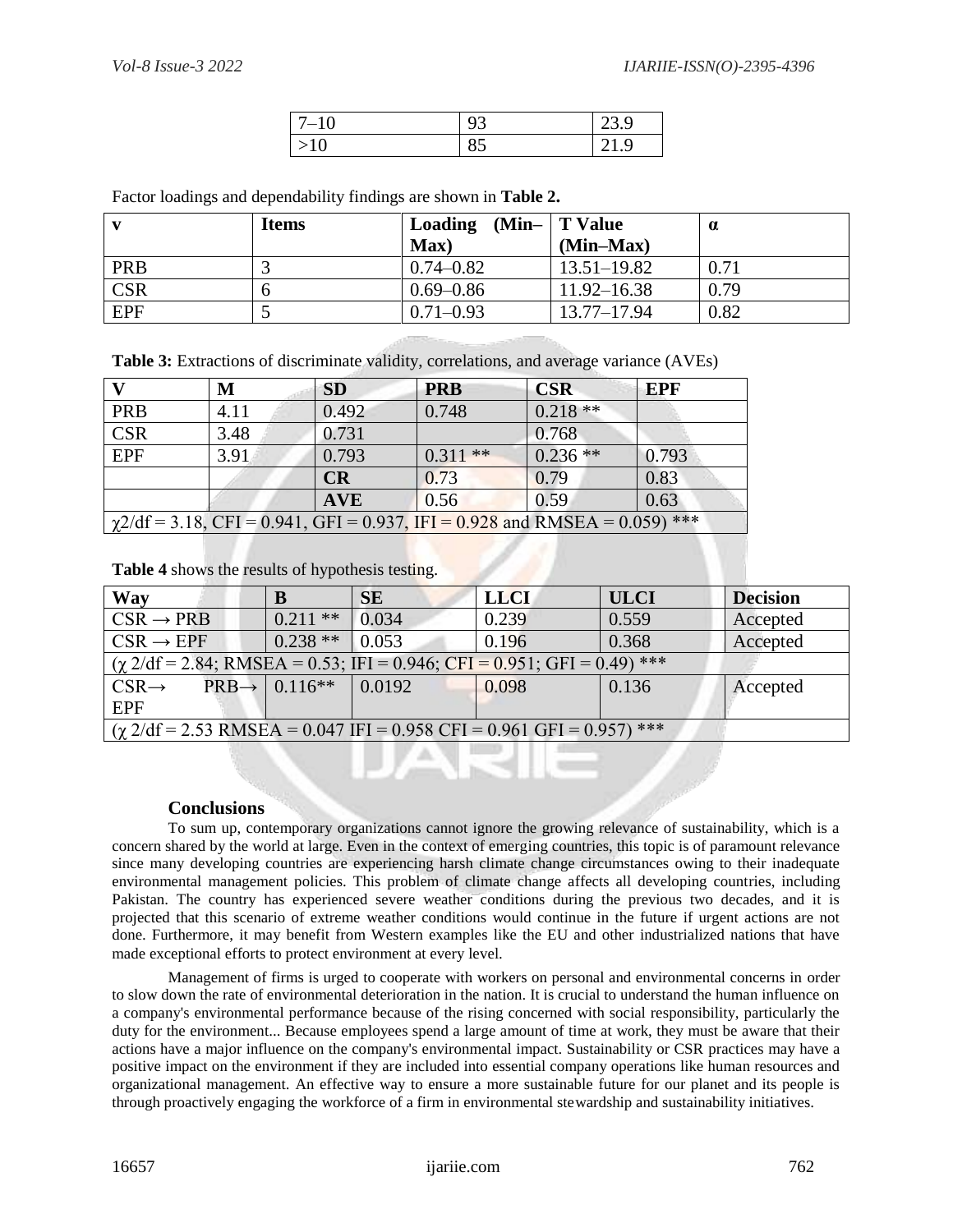| 7–10 | 93 | 23.9 |
|---|---|---|
| >10 | 85 | 21.9 |

Factor loadings and dependability findings are shown in **Table 2.**

| v | Items | Loading (Min–Max) | T Value (Min–Max) | α |
|---|---|---|---|---|
| PRB | 3 | 0.74–0.82 | 13.51–19.82 | 0.71 |
| CSR | 6 | 0.69–0.86 | 11.92–16.38 | 0.79 |
| EPF | 5 | 0.71–0.93 | 13.77–17.94 | 0.82 |

**Table 3:** Extractions of discriminate validity, correlations, and average variance (AVEs)

| V | M | SD | PRB | CSR | EPF |
|---|---|---|---|---|---|
| PRB | 4.11 | 0.492 | 0.748 | 0.218 ** | |
| CSR | 3.48 | 0.731 | | 0.768 | |
| EPF | 3.91 | 0.793 | 0.311 ** | 0.236 ** | 0.793 |
| | | **CR** | 0.73 | 0.79 | 0.83 |
| | | **AVE** | 0.56 | 0.59 | 0.63 |
| $\chi 2$/df = 3.18, CFI = 0.941, GFI = 0.937, IFI = 0.928 and RMSEA = 0.059) *** | | | | | |

**Table 4** shows the results of hypothesis testing.

| Way | B | SE | LLCI | ULCI | Decision |
|---|---|---|---|---|---|
| CSR → PRB | 0.211 ** | 0.034 | 0.239 | 0.559 | Accepted |
| CSR → EPF | 0.238 ** | 0.053 | 0.196 | 0.368 | Accepted |
| ($\chi$ 2/df = 2.84; RMSEA = 0.53; IFI = 0.946; CFI = 0.951; GFI = 0.49) *** | | | | | |
| CSR→ PRB→ EPF | 0.116** | 0.0192 | 0.098 | 0.136 | Accepted |
| ($\chi$ 2/df = 2.53 RMSEA = 0.047 IFI = 0.958 CFI = 0.961 GFI = 0.957) *** | | | | | |

## Conclusions

To sum up, contemporary organizations cannot ignore the growing relevance of sustainability, which is a concern shared by the world at large. Even in the context of emerging countries, this topic is of paramount relevance since many developing countries are experiencing harsh climate change circumstances owing to their inadequate environmental management policies. This problem of climate change affects all developing countries, including Pakistan. The country has experienced severe weather conditions during the previous two decades, and it is projected that this scenario of extreme weather conditions would continue in the future if urgent actions are not done. Furthermore, it may benefit from Western examples like the EU and other industrialized nations that have made exceptional efforts to protect environment at every level.

Management of firms is urged to cooperate with workers on personal and environmental concerns in order to slow down the rate of environmental deterioration in the nation. It is crucial to understand the human influence on a company's environmental performance because of the rising concerned with social responsibility, particularly the duty for the environment... Because employees spend a large amount of time at work, they must be aware that their actions have a major influence on the company's environmental impact. Sustainability or CSR practices may have a positive impact on the environment if they are included into essential company operations like human resources and organizational management. An effective way to ensure a more sustainable future for our planet and its people is through proactively engaging the workforce of a firm in environmental stewardship and sustainability initiatives.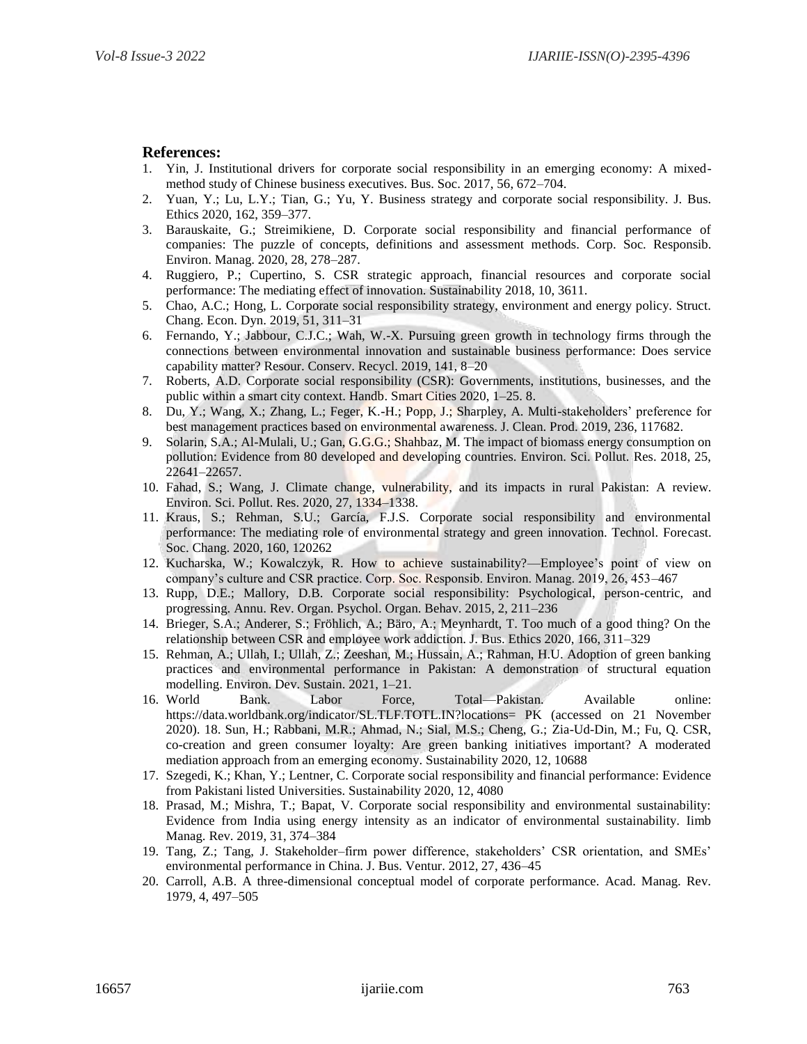**References:**

1. Yin, J. Institutional drivers for corporate social responsibility in an emerging economy: A mixed-method study of Chinese business executives. Bus. Soc. 2017, 56, 672–704.
2. Yuan, Y.; Lu, L.Y.; Tian, G.; Yu, Y. Business strategy and corporate social responsibility. J. Bus. Ethics 2020, 162, 359–377.
3. Barauskaite, G.; Streimikiene, D. Corporate social responsibility and financial performance of companies: The puzzle of concepts, definitions and assessment methods. Corp. Soc. Responsib. Environ. Manag. 2020, 28, 278–287.
4. Ruggiero, P.; Cupertino, S. CSR strategic approach, financial resources and corporate social performance: The mediating effect of innovation. Sustainability 2018, 10, 3611.
5. Chao, A.C.; Hong, L. Corporate social responsibility strategy, environment and energy policy. Struct. Chang. Econ. Dyn. 2019, 51, 311–31
6. Fernando, Y.; Jabbour, C.J.C.; Wah, W.-X. Pursuing green growth in technology firms through the connections between environmental innovation and sustainable business performance: Does service capability matter? Resour. Conserv. Recycl. 2019, 141, 8–20
7. Roberts, A.D. Corporate social responsibility (CSR): Governments, institutions, businesses, and the public within a smart city context. Handb. Smart Cities 2020, 1–25. 8.
8. Du, Y.; Wang, X.; Zhang, L.; Feger, K.-H.; Popp, J.; Sharpley, A. Multi-stakeholders' preference for best management practices based on environmental awareness. J. Clean. Prod. 2019, 236, 117682.
9. Solarin, S.A.; Al-Mulali, U.; Gan, G.G.G.; Shahbaz, M. The impact of biomass energy consumption on pollution: Evidence from 80 developed and developing countries. Environ. Sci. Pollut. Res. 2018, 25, 22641–22657.
10. Fahad, S.; Wang, J. Climate change, vulnerability, and its impacts in rural Pakistan: A review. Environ. Sci. Pollut. Res. 2020, 27, 1334–1338.
11. Kraus, S.; Rehman, S.U.; García, F.J.S. Corporate social responsibility and environmental performance: The mediating role of environmental strategy and green innovation. Technol. Forecast. Soc. Chang. 2020, 160, 120262
12. Kucharska, W.; Kowalczyk, R. How to achieve sustainability?—Employee's point of view on company's culture and CSR practice. Corp. Soc. Responsib. Environ. Manag. 2019, 26, 453–467
13. Rupp, D.E.; Mallory, D.B. Corporate social responsibility: Psychological, person-centric, and progressing. Annu. Rev. Organ. Psychol. Organ. Behav. 2015, 2, 211–236
14. Brieger, S.A.; Anderer, S.; Fröhlich, A.; Bäro, A.; Meynhardt, T. Too much of a good thing? On the relationship between CSR and employee work addiction. J. Bus. Ethics 2020, 166, 311–329
15. Rehman, A.; Ullah, I.; Ullah, Z.; Zeeshan, M.; Hussain, A.; Rahman, H.U. Adoption of green banking practices and environmental performance in Pakistan: A demonstration of structural equation modelling. Environ. Dev. Sustain. 2021, 1–21.
16. World Bank. Labor Force, Total—Pakistan. Available online: https://data.worldbank.org/indicator/SL.TLF.TOTL.IN?locations= PK (accessed on 21 November 2020). 18. Sun, H.; Rabbani, M.R.; Ahmad, N.; Sial, M.S.; Cheng, G.; Zia-Ud-Din, M.; Fu, Q. CSR, co-creation and green consumer loyalty: Are green banking initiatives important? A moderated mediation approach from an emerging economy. Sustainability 2020, 12, 10688
17. Szegedi, K.; Khan, Y.; Lentner, C. Corporate social responsibility and financial performance: Evidence from Pakistani listed Universities. Sustainability 2020, 12, 4080
18. Prasad, M.; Mishra, T.; Bapat, V. Corporate social responsibility and environmental sustainability: Evidence from India using energy intensity as an indicator of environmental sustainability. Iimb Manag. Rev. 2019, 31, 374–384
19. Tang, Z.; Tang, J. Stakeholder–firm power difference, stakeholders' CSR orientation, and SMEs' environmental performance in China. J. Bus. Ventur. 2012, 27, 436–45
20. Carroll, A.B. A three-dimensional conceptual model of corporate performance. Acad. Manag. Rev. 1979, 4, 497–505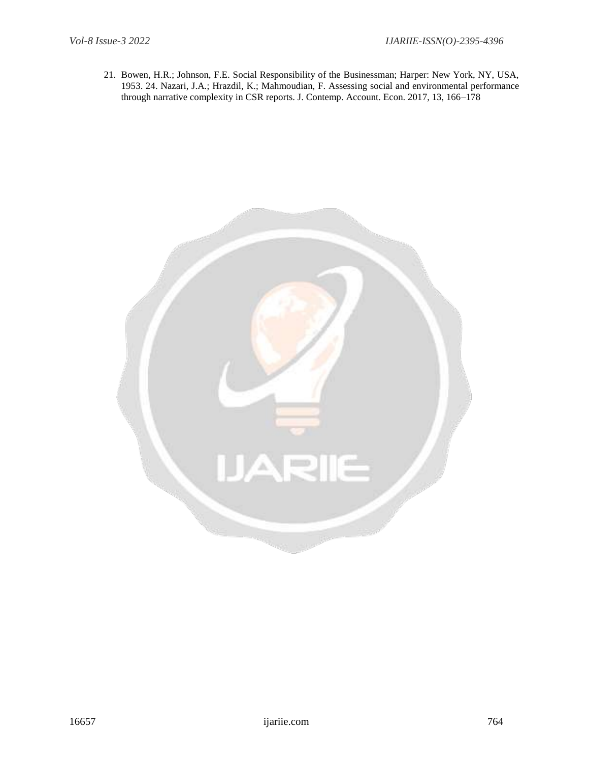21. Bowen, H.R.; Johnson, F.E. Social Responsibility of the Businessman; Harper: New York, NY, USA, 1953. 24. Nazari, J.A.; Hrazdil, K.; Mahmoudian, F. Assessing social and environmental performance through narrative complexity in CSR reports. J. Contemp. Account. Econ. 2017, 13, 166–178